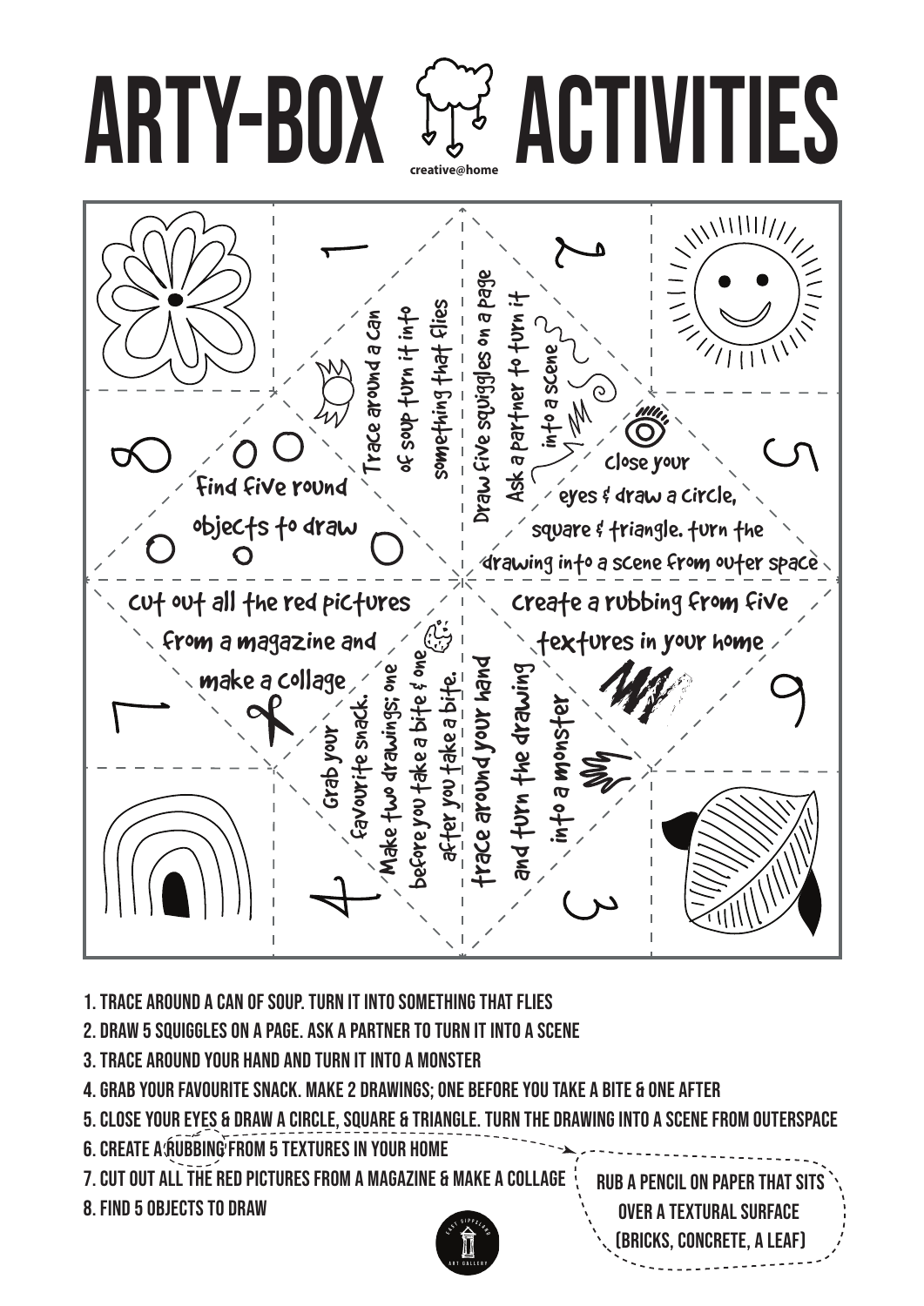# ARTY-BOX ACTIVITIES

creative@home

1 Trace around a can of soup turn it into something that flies

2 Draw five squiggles on a page Ask a partner to turn it into a scene

5 Close your eyes & draw a circle, square & triangle. turn the drawing into a scene from outer space

6 Create a rubbing from five textures in your home

3 trace around your hand and turn the drawing into a monster

4 Grab your favourite snack. Make two drawings; one before you take a bite & one after you take a bite.

7 Cut out all the red pictures from a magazine and make a collage

8 Find five round objects to draw

1. TRACE AROUND A CAN OF SOUP. TURN IT INTO SOMETHING THAT FLIES
2. DRAW 5 SQUIGGLES ON A PAGE. ASK A PARTNER TO TURN IT INTO A SCENE
3. TRACE AROUND YOUR HAND AND TURN IT INTO A MONSTER
4. GRAB YOUR FAVOURITE SNACK. MAKE 2 DRAWINGS; ONE BEFORE YOU TAKE A BITE & ONE AFTER
5. CLOSE YOUR EYES & DRAW A CIRCLE, SQUARE & TRIANGLE. TURN THE DRAWING INTO A SCENE FROM OUTERSPACE
6. CREATE A RUBBING FROM 5 TEXTURES IN YOUR HOME
7. CUT OUT ALL THE RED PICTURES FROM A MAGAZINE & MAKE A COLLAGE
8. FIND 5 OBJECTS TO DRAW

RUB A PENCIL ON PAPER THAT SITS OVER A TEXTURAL SURFACE (BRICKS, CONCRETE, A LEAF)

EAST GIPPSLAND ART GALLERY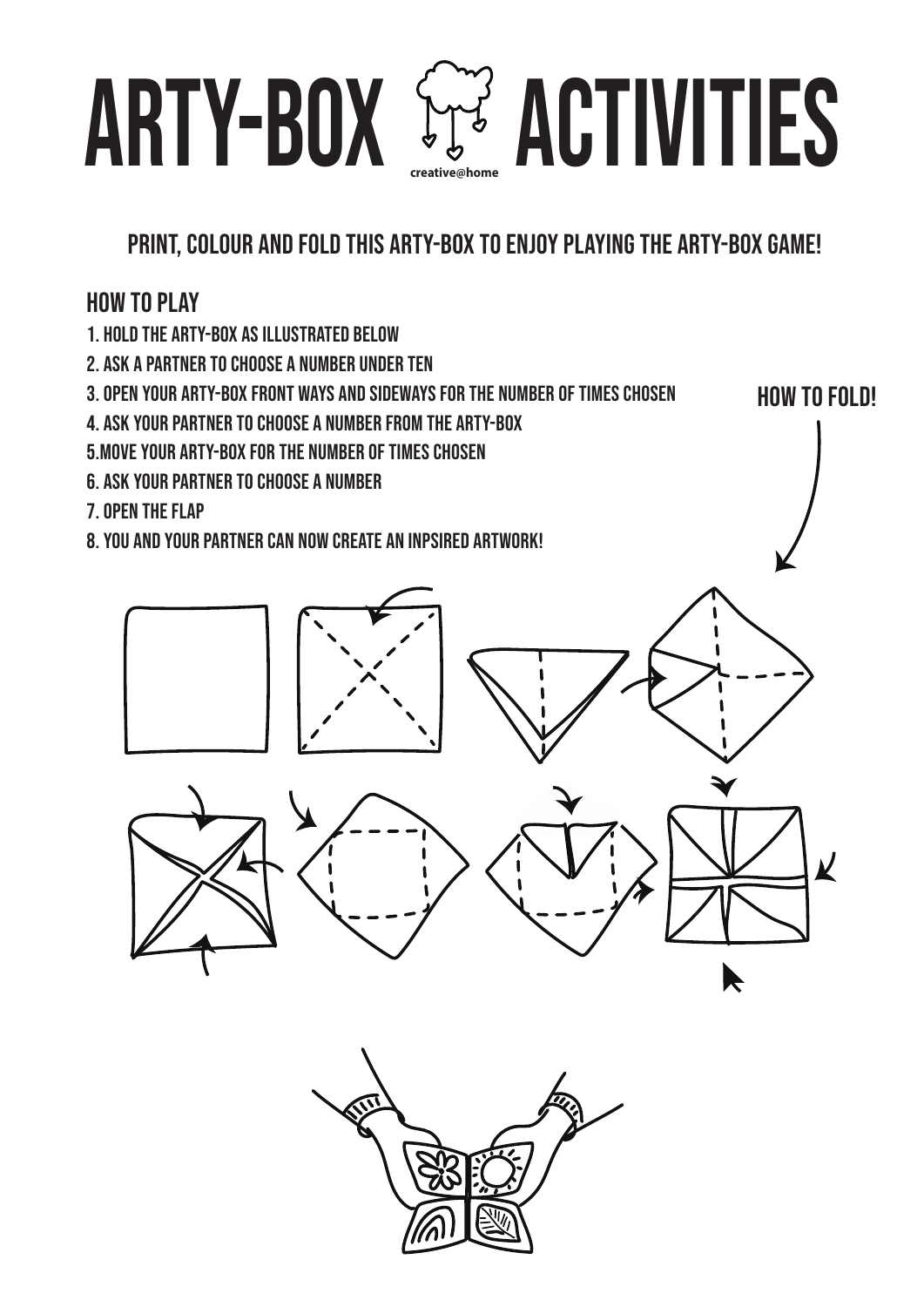# ARTY-BOX ACTIVITIES

creative@home

## PRINT, COLOUR AND FOLD THIS ARTY-BOX TO ENJOY PLAYING THE ARTY-BOX GAME!

### HOW TO PLAY

1. HOLD THE ARTY-BOX AS ILLUSTRATED BELOW
2. ASK A PARTNER TO CHOOSE A NUMBER UNDER TEN
3. OPEN YOUR ARTY-BOX FRONT WAYS AND SIDEWAYS FOR THE NUMBER OF TIMES CHOSEN
4. ASK YOUR PARTNER TO CHOOSE A NUMBER FROM THE ARTY-BOX
5. MOVE YOUR ARTY-BOX FOR THE NUMBER OF TIMES CHOSEN
6. ASK YOUR PARTNER TO CHOOSE A NUMBER
7. OPEN THE FLAP
8. YOU AND YOUR PARTNER CAN NOW CREATE AN INPSIRED ARTWORK!

HOW TO FOLD!